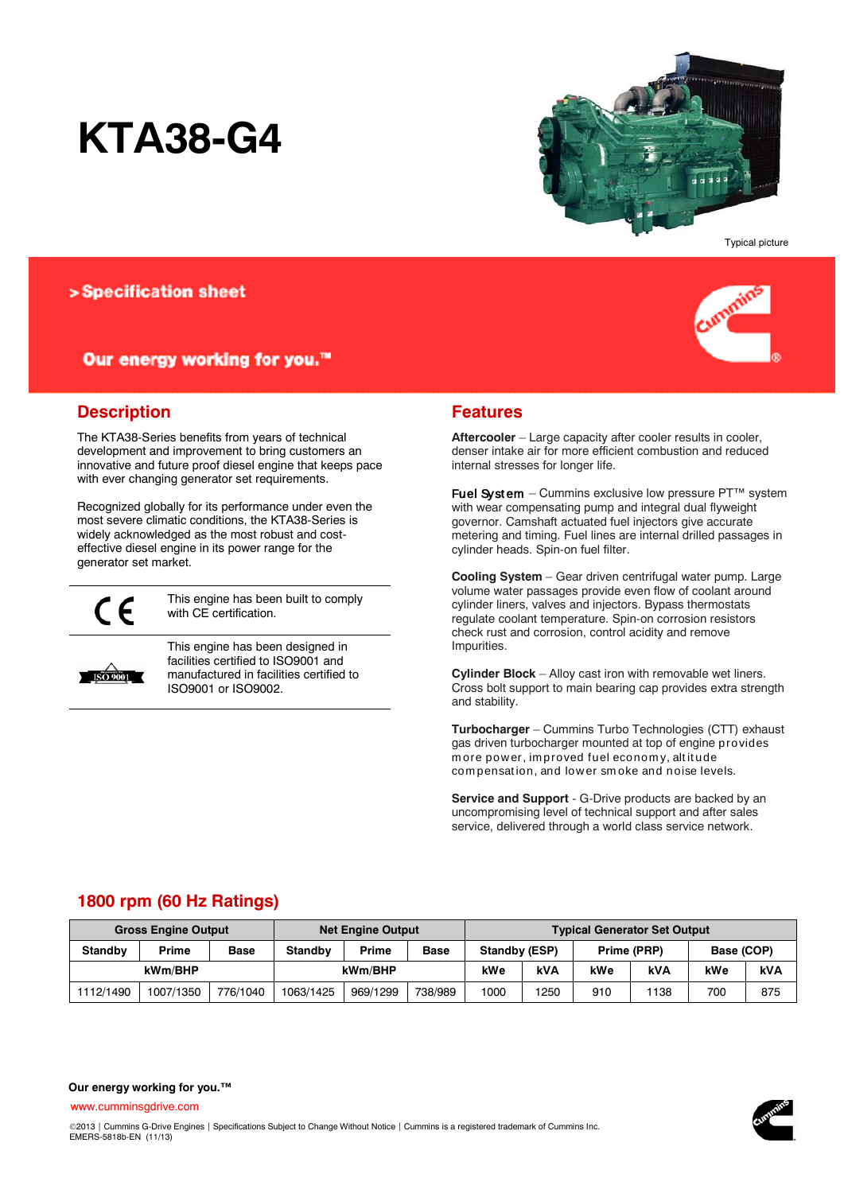# KTA38-G4

Typical picture

> Specification sheet

Our energy working for you.™

## Description

The KTA38-Series benefits from years of technical development and improvement to bring customers an innovative and future proof diesel engine that keeps pace with ever changing generator set requirements.

Recognized globally for its performance under even the most severe climatic conditions, the KTA38-Series is widely acknowledged as the most robust and cost-effective diesel engine in its power range for the generator set market.

This engine has been built to comply with CE certification.

This engine has been designed in facilities certified to ISO9001 and manufactured in facilities certified to ISO9001 or ISO9002.

## Features

**Aftercooler** – Large capacity after cooler results in cooler, denser intake air for more efficient combustion and reduced internal stresses for longer life.

**Fuel System** – Cummins exclusive low pressure PT™ system with wear compensating pump and integral dual flyweight governor. Camshaft actuated fuel injectors give accurate metering and timing. Fuel lines are internal drilled passages in cylinder heads. Spin-on fuel filter.

**Cooling System** – Gear driven centrifugal water pump. Large volume water passages provide even flow of coolant around cylinder liners, valves and injectors. Bypass thermostats regulate coolant temperature. Spin-on corrosion resistors check rust and corrosion, control acidity and remove Impurities.

**Cylinder Block** – Alloy cast iron with removable wet liners. Cross bolt support to main bearing cap provides extra strength and stability.

**Turbocharger** – Cummins Turbo Technologies (CTT) exhaust gas driven turbocharger mounted at top of engine provides more power, improved fuel economy, altitude compensation, and lower smoke and noise levels.

**Service and Support** - G-Drive products are backed by an uncompromising level of technical support and after sales service, delivered through a world class service network.

## 1800 rpm (60 Hz Ratings)

| Gross Engine Output | | | Net Engine Output | | | Typical Generator Set Output | | | | | |
|---|---|---|---|---|---|---|---|---|---|---|---|
| Standby | Prime | Base | Standby | Prime | Base | Standby (ESP) | | Prime (PRP) | | Base (COP) | |
| kWm/BHP | | | kWm/BHP | | | kWe | kVA | kWe | kVA | kWe | kVA |
| 1112/1490 | 1007/1350 | 776/1040 | 1063/1425 | 969/1299 | 738/989 | 1000 | 1250 | 910 | 1138 | 700 | 875 |

**Our energy working for you.™**

www.cumminsgdrive.com

©2013 | Cummins G-Drive Engines | Specifications Subject to Change Without Notice | Cummins is a registered trademark of Cummins Inc.
EMERS-5818b-EN (11/13)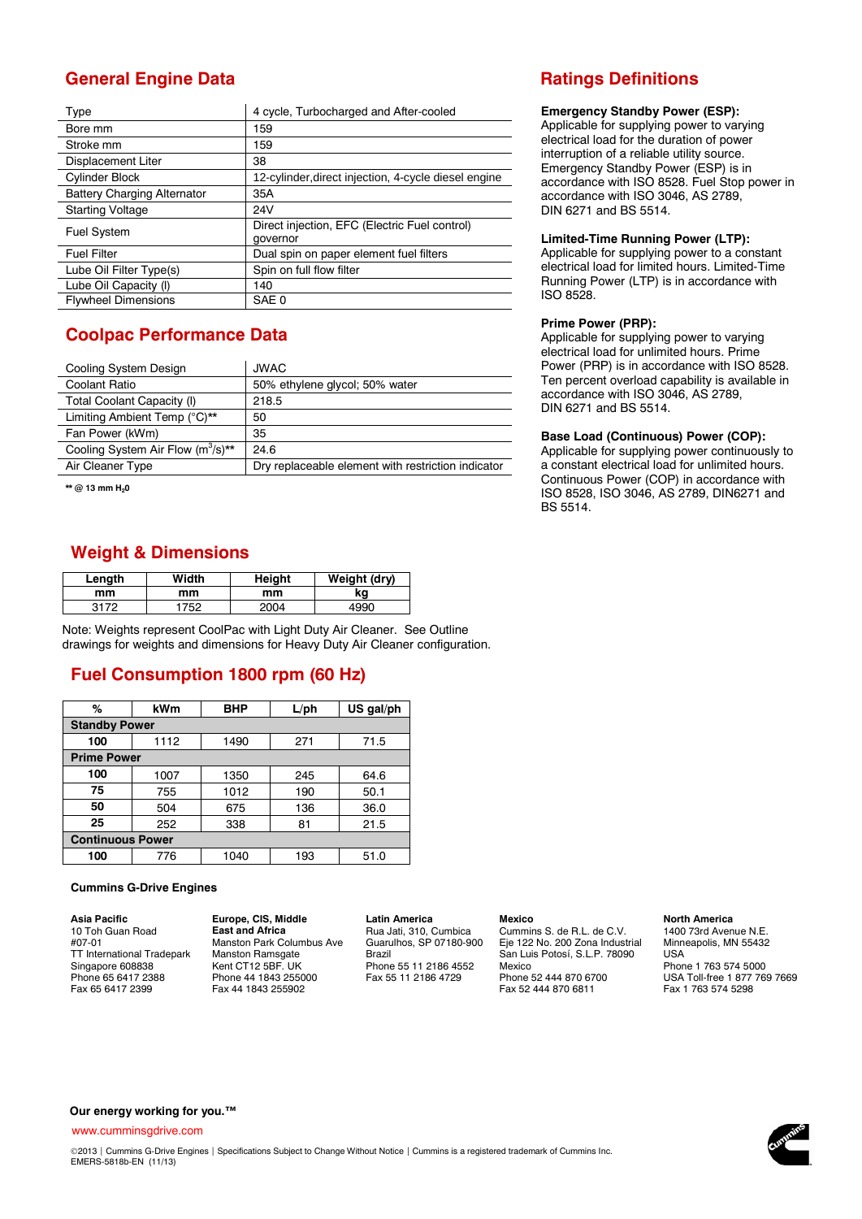## General Engine Data

| | |
|---|---|
| Type | 4 cycle, Turbocharged and After-cooled |
| Bore mm | 159 |
| Stroke mm | 159 |
| Displacement Liter | 38 |
| Cylinder Block | 12-cylinder,direct injection, 4-cycle diesel engine |
| Battery Charging Alternator | 35A |
| Starting Voltage | 24V |
| Fuel System | Direct injection, EFC (Electric Fuel control) governor |
| Fuel Filter | Dual spin on paper element fuel filters |
| Lube Oil Filter Type(s) | Spin on full flow filter |
| Lube Oil Capacity (l) | 140 |
| Flywheel Dimensions | SAE 0 |

## Coolpac Performance Data

| | |
|---|---|
| Cooling System Design | JWAC |
| Coolant Ratio | 50% ethylene glycol; 50% water |
| Total Coolant Capacity (l) | 218.5 |
| Limiting Ambient Temp (°C)** | 50 |
| Fan Power (kWm) | 35 |
| Cooling System Air Flow ($m^3$/s)** | 24.6 |
| Air Cleaner Type | Dry replaceable element with restriction indicator |

** @ 13 mm $H_20$

## Weight & Dimensions

| Length mm | Width mm | Height mm | Weight (dry) kg |
|---|---|---|---|
| 3172 | 1752 | 2004 | 4990 |

Note: Weights represent CoolPac with Light Duty Air Cleaner. See Outline drawings for weights and dimensions for Heavy Duty Air Cleaner configuration.

## Fuel Consumption 1800 rpm (60 Hz)

| % | kWm | BHP | L/ph | US gal/ph |
|---|---|---|---|---|
| **Standby Power** | | | | |
| 100 | 1112 | 1490 | 271 | 71.5 |
| **Prime Power** | | | | |
| 100 | 1007 | 1350 | 245 | 64.6 |
| 75 | 755 | 1012 | 190 | 50.1 |
| 50 | 504 | 675 | 136 | 36.0 |
| 25 | 252 | 338 | 81 | 21.5 |
| **Continuous Power** | | | | |
| 100 | 776 | 1040 | 193 | 51.0 |

## Ratings Definitions

**Emergency Standby Power (ESP):**
Applicable for supplying power to varying electrical load for the duration of power interruption of a reliable utility source. Emergency Standby Power (ESP) is in accordance with ISO 8528. Fuel Stop power in accordance with ISO 3046, AS 2789, DIN 6271 and BS 5514.

**Limited-Time Running Power (LTP):**
Applicable for supplying power to a constant electrical load for limited hours. Limited-Time Running Power (LTP) is in accordance with ISO 8528.

**Prime Power (PRP):**
Applicable for supplying power to varying electrical load for unlimited hours. Prime Power (PRP) is in accordance with ISO 8528. Ten percent overload capability is available in accordance with ISO 3046, AS 2789, DIN 6271 and BS 5514.

**Base Load (Continuous) Power (COP):**
Applicable for supplying power continuously to a constant electrical load for unlimited hours. Continuous Power (COP) in accordance with ISO 8528, ISO 3046, AS 2789, DIN6271 and BS 5514.

**Cummins G-Drive Engines**

**Asia Pacific**
10 Toh Guan Road
#07-01
TT International Tradepark
Singapore 608838
Phone 65 6417 2388
Fax 65 6417 2399

**Europe, CIS, Middle East and Africa**
Manston Park Columbus Ave
Manston Ramsgate
Kent CT12 5BF. UK
Phone 44 1843 255000
Fax 44 1843 255902

**Latin America**
Rua Jati, 310, Cumbica
Guarulhos, SP 07180-900
Brazil
Phone 55 11 2186 4552
Fax 55 11 2186 4729

**Mexico**
Cummins S. de R.L. de C.V.
Eje 122 No. 200 Zona Industrial
San Luis Potosí, S.L.P. 78090
Mexico
Phone 52 444 870 6700
Fax 52 444 870 6811

**North America**
1400 73rd Avenue N.E.
Minneapolis, MN 55432
USA
Phone 1 763 574 5000
USA Toll-free 1 877 769 7669
Fax 1 763 574 5298

**Our energy working for you.™**

www.cumminsgdrive.com

©2013 | Cummins G-Drive Engines | Specifications Subject to Change Without Notice | Cummins is a registered trademark of Cummins Inc.
EMERS-5818b-EN (11/13)